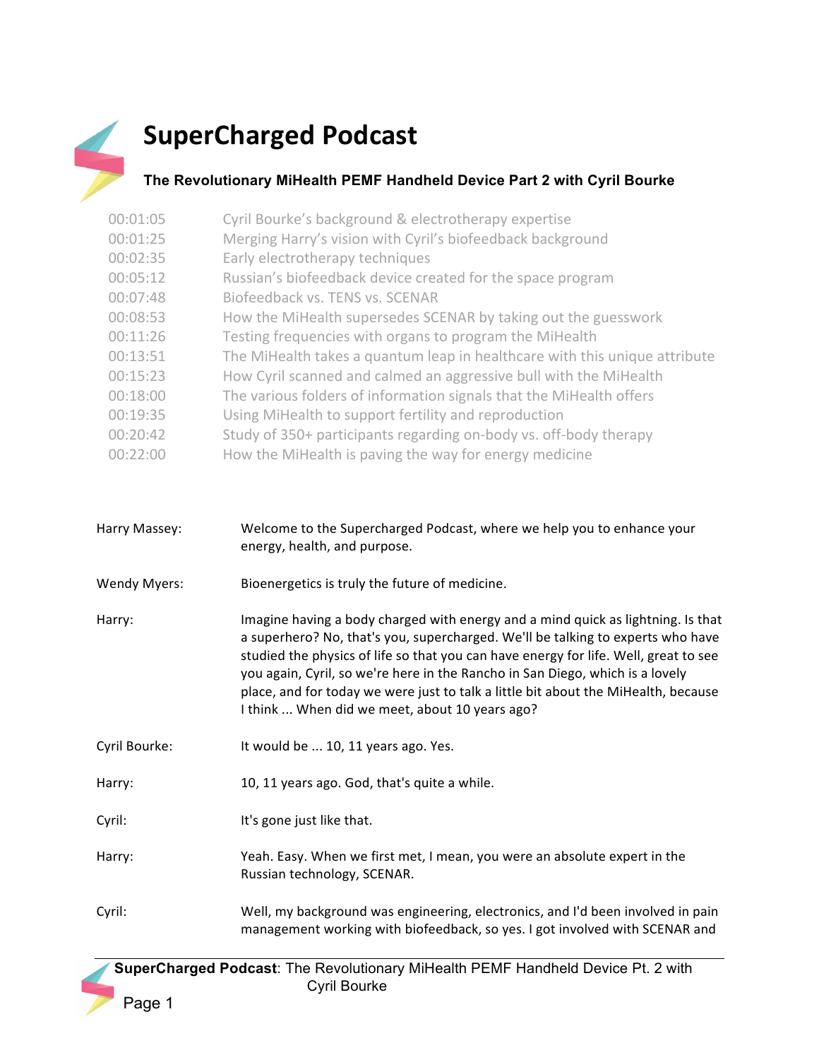# SuperCharged Podcast

### The Revolutionary MiHealth PEMF Handheld Device Part 2 with Cyril Bourke

| | |
|---|---|
| 00:01:05 | Cyril Bourke's background & electrotherapy expertise |
| 00:01:25 | Merging Harry's vision with Cyril's biofeedback background |
| 00:02:35 | Early electrotherapy techniques |
| 00:05:12 | Russian's biofeedback device created for the space program |
| 00:07:48 | Biofeedback vs. TENS vs. SCENAR |
| 00:08:53 | How the MiHealth supersedes SCENAR by taking out the guesswork |
| 00:11:26 | Testing frequencies with organs to program the MiHealth |
| 00:13:51 | The MiHealth takes a quantum leap in healthcare with this unique attribute |
| 00:15:23 | How Cyril scanned and calmed an aggressive bull with the MiHealth |
| 00:18:00 | The various folders of information signals that the MiHealth offers |
| 00:19:35 | Using MiHealth to support fertility and reproduction |
| 00:20:42 | Study of 350+ participants regarding on-body vs. off-body therapy |
| 00:22:00 | How the MiHealth is paving the way for energy medicine |

**Harry Massey:** Welcome to the Supercharged Podcast, where we help you to enhance your energy, health, and purpose.

**Wendy Myers:** Bioenergetics is truly the future of medicine.

**Harry:** Imagine having a body charged with energy and a mind quick as lightning. Is that a superhero? No, that's you, supercharged. We'll be talking to experts who have studied the physics of life so that you can have energy for life. Well, great to see you again, Cyril, so we're here in the Rancho in San Diego, which is a lovely place, and for today we were just to talk a little bit about the MiHealth, because I think ... When did we meet, about 10 years ago?

**Cyril Bourke:** It would be ... 10, 11 years ago. Yes.

**Harry:** 10, 11 years ago. God, that's quite a while.

**Cyril:** It's gone just like that.

**Harry:** Yeah. Easy. When we first met, I mean, you were an absolute expert in the Russian technology, SCENAR.

**Cyril:** Well, my background was engineering, electronics, and I'd been involved in pain management working with biofeedback, so yes. I got involved with SCENAR and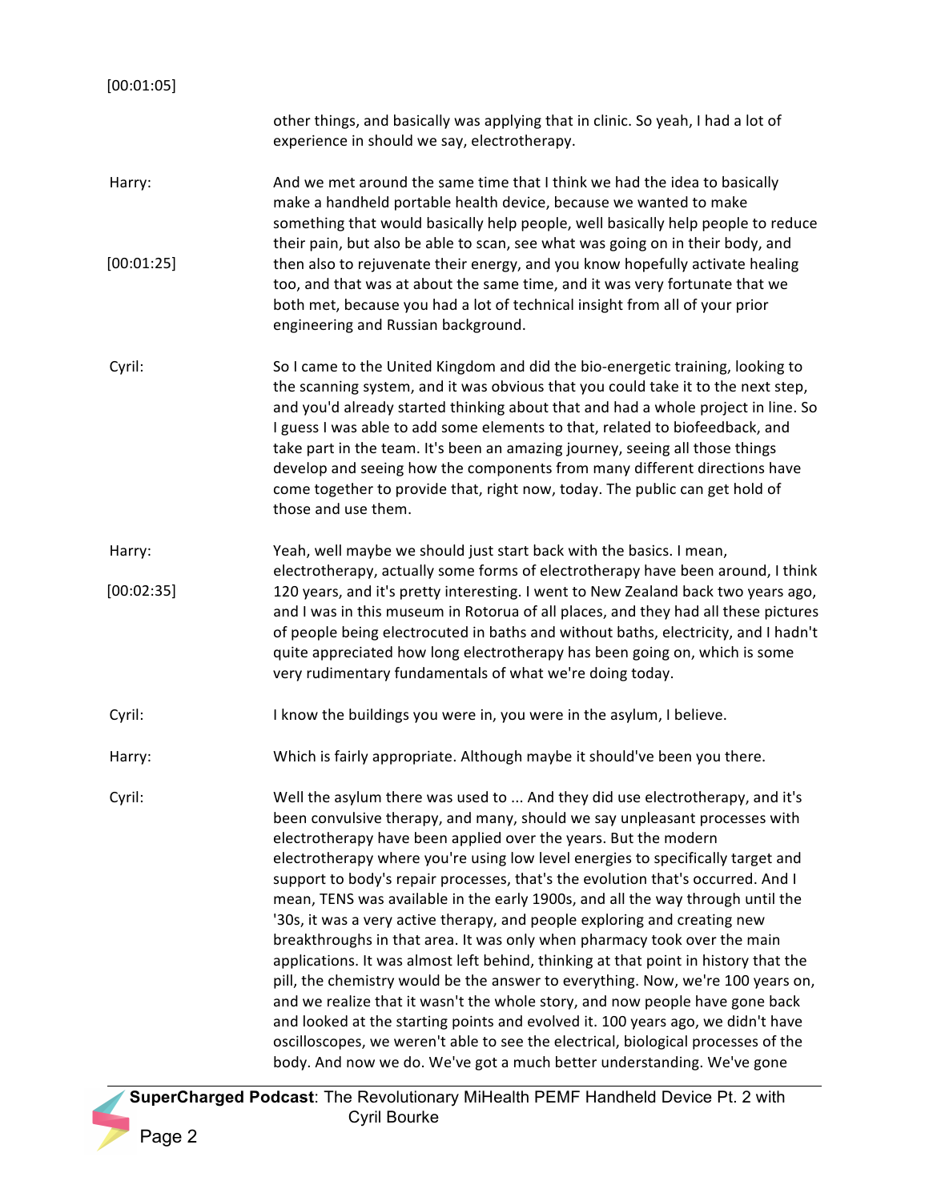[00:01:05]

other things, and basically was applying that in clinic. So yeah, I had a lot of experience in should we say, electrotherapy.

**Harry:** And we met around the same time that I think we had the idea to basically make a handheld portable health device, because we wanted to make something that would basically help people, well basically help people to reduce their pain, but also be able to scan, see what was going on in their body, and then also to rejuvenate their energy, and you know hopefully activate healing too, and that was at about the same time, and it was very fortunate that we both met, because you had a lot of technical insight from all of your prior engineering and Russian background.

[00:01:25]

**Cyril:** So I came to the United Kingdom and did the bio-energetic training, looking to the scanning system, and it was obvious that you could take it to the next step, and you'd already started thinking about that and had a whole project in line. So I guess I was able to add some elements to that, related to biofeedback, and take part in the team. It's been an amazing journey, seeing all those things develop and seeing how the components from many different directions have come together to provide that, right now, today. The public can get hold of those and use them.

**Harry:** Yeah, well maybe we should just start back with the basics. I mean, electrotherapy, actually some forms of electrotherapy have been around, I think 120 years, and it's pretty interesting. I went to New Zealand back two years ago, and I was in this museum in Rotorua of all places, and they had all these pictures of people being electrocuted in baths and without baths, electricity, and I hadn't quite appreciated how long electrotherapy has been going on, which is some very rudimentary fundamentals of what we're doing today.

[00:02:35]

**Cyril:** I know the buildings you were in, you were in the asylum, I believe.

**Harry:** Which is fairly appropriate. Although maybe it should've been you there.

**Cyril:** Well the asylum there was used to ... And they did use electrotherapy, and it's been convulsive therapy, and many, should we say unpleasant processes with electrotherapy have been applied over the years. But the modern electrotherapy where you're using low level energies to specifically target and support to body's repair processes, that's the evolution that's occurred. And I mean, TENS was available in the early 1900s, and all the way through until the '30s, it was a very active therapy, and people exploring and creating new breakthroughs in that area. It was only when pharmacy took over the main applications. It was almost left behind, thinking at that point in history that the pill, the chemistry would be the answer to everything. Now, we're 100 years on, and we realize that it wasn't the whole story, and now people have gone back and looked at the starting points and evolved it. 100 years ago, we didn't have oscilloscopes, we weren't able to see the electrical, biological processes of the body. And now we do. We've got a much better understanding. We've gone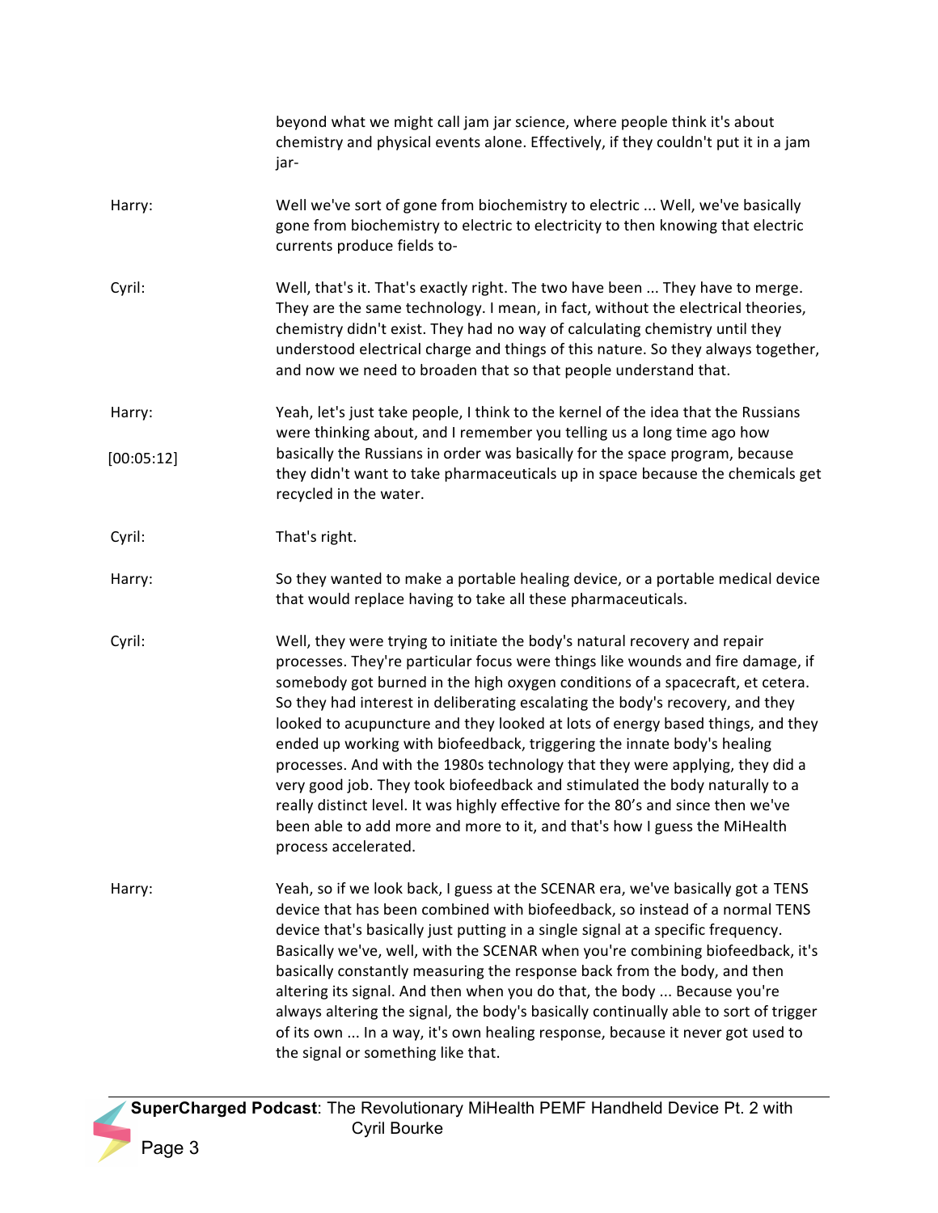beyond what we might call jam jar science, where people think it's about chemistry and physical events alone. Effectively, if they couldn't put it in a jam jar-

**Harry:** Well we've sort of gone from biochemistry to electric ... Well, we've basically gone from biochemistry to electric to electricity to then knowing that electric currents produce fields to-

**Cyril:** Well, that's it. That's exactly right. The two have been ... They have to merge. They are the same technology. I mean, in fact, without the electrical theories, chemistry didn't exist. They had no way of calculating chemistry until they understood electrical charge and things of this nature. So they always together, and now we need to broaden that so that people understand that.

**Harry:** [00:05:12] Yeah, let's just take people, I think to the kernel of the idea that the Russians were thinking about, and I remember you telling us a long time ago how basically the Russians in order was basically for the space program, because they didn't want to take pharmaceuticals up in space because the chemicals get recycled in the water.

**Cyril:** That's right.

**Harry:** So they wanted to make a portable healing device, or a portable medical device that would replace having to take all these pharmaceuticals.

**Cyril:** Well, they were trying to initiate the body's natural recovery and repair processes. They're particular focus were things like wounds and fire damage, if somebody got burned in the high oxygen conditions of a spacecraft, et cetera. So they had interest in deliberating escalating the body's recovery, and they looked to acupuncture and they looked at lots of energy based things, and they ended up working with biofeedback, triggering the innate body's healing processes. And with the 1980s technology that they were applying, they did a very good job. They took biofeedback and stimulated the body naturally to a really distinct level. It was highly effective for the 80's and since then we've been able to add more and more to it, and that's how I guess the MiHealth process accelerated.

**Harry:** Yeah, so if we look back, I guess at the SCENAR era, we've basically got a TENS device that has been combined with biofeedback, so instead of a normal TENS device that's basically just putting in a single signal at a specific frequency. Basically we've, well, with the SCENAR when you're combining biofeedback, it's basically constantly measuring the response back from the body, and then altering its signal. And then when you do that, the body ... Because you're always altering the signal, the body's basically continually able to sort of trigger of its own ... In a way, it's own healing response, because it never got used to the signal or something like that.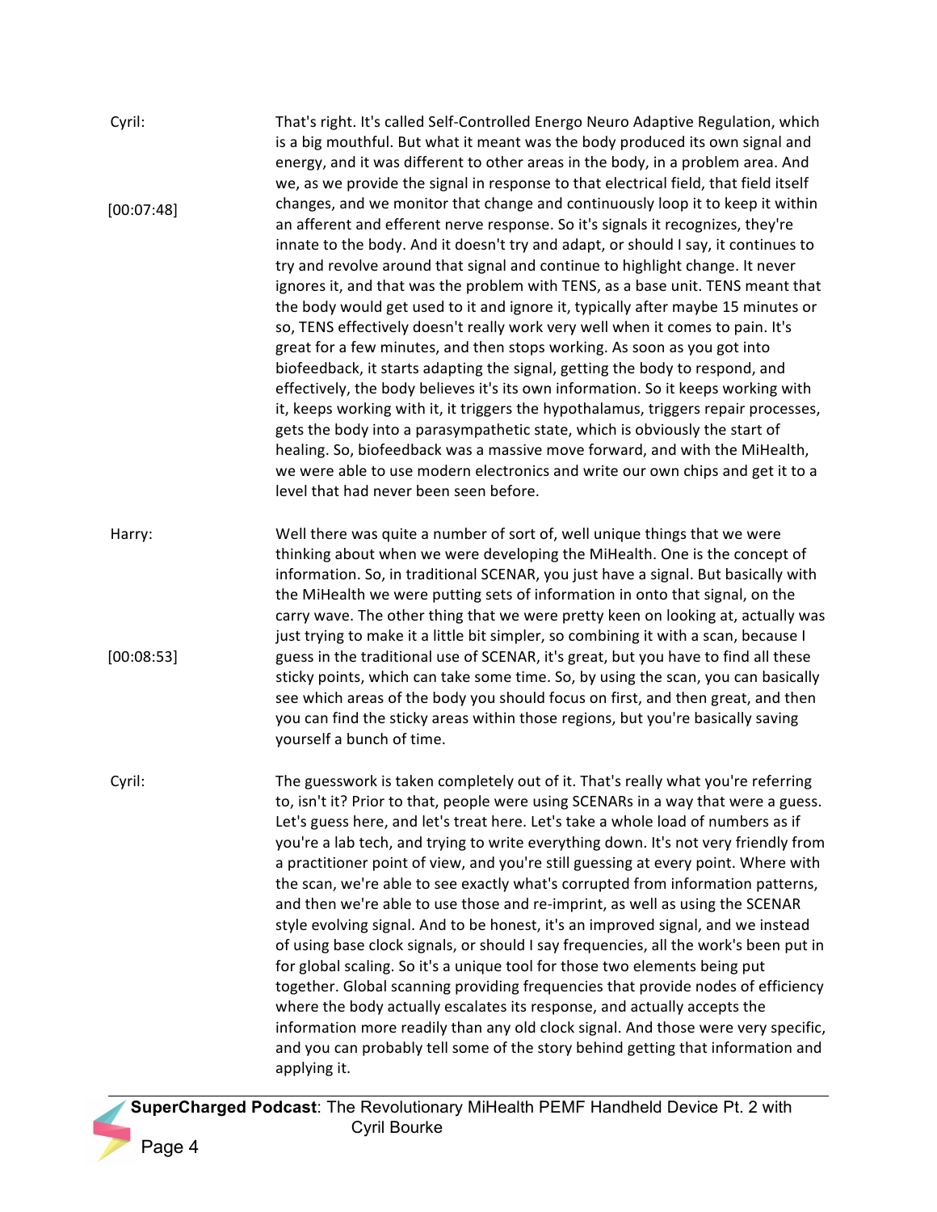**Cyril:** [00:07:48]

That's right. It's called Self-Controlled Energo Neuro Adaptive Regulation, which is a big mouthful. But what it meant was the body produced its own signal and energy, and it was different to other areas in the body, in a problem area. And we, as we provide the signal in response to that electrical field, that field itself changes, and we monitor that change and continuously loop it to keep it within an afferent and efferent nerve response. So it's signals it recognizes, they're innate to the body. And it doesn't try and adapt, or should I say, it continues to try and revolve around that signal and continue to highlight change. It never ignores it, and that was the problem with TENS, as a base unit. TENS meant that the body would get used to it and ignore it, typically after maybe 15 minutes or so, TENS effectively doesn't really work very well when it comes to pain. It's great for a few minutes, and then stops working. As soon as you got into biofeedback, it starts adapting the signal, getting the body to respond, and effectively, the body believes it's its own information. So it keeps working with it, keeps working with it, it triggers the hypothalamus, triggers repair processes, gets the body into a parasympathetic state, which is obviously the start of healing. So, biofeedback was a massive move forward, and with the MiHealth, we were able to use modern electronics and write our own chips and get it to a level that had never been seen before.

**Harry:** [00:08:53]

Well there was quite a number of sort of, well unique things that we were thinking about when we were developing the MiHealth. One is the concept of information. So, in traditional SCENAR, you just have a signal. But basically with the MiHealth we were putting sets of information in onto that signal, on the carry wave. The other thing that we were pretty keen on looking at, actually was just trying to make it a little bit simpler, so combining it with a scan, because I guess in the traditional use of SCENAR, it's great, but you have to find all these sticky points, which can take some time. So, by using the scan, you can basically see which areas of the body you should focus on first, and then great, and then you can find the sticky areas within those regions, but you're basically saving yourself a bunch of time.

**Cyril:**

The guesswork is taken completely out of it. That's really what you're referring to, isn't it? Prior to that, people were using SCENARs in a way that were a guess. Let's guess here, and let's treat here. Let's take a whole load of numbers as if you're a lab tech, and trying to write everything down. It's not very friendly from a practitioner point of view, and you're still guessing at every point. Where with the scan, we're able to see exactly what's corrupted from information patterns, and then we're able to use those and re-imprint, as well as using the SCENAR style evolving signal. And to be honest, it's an improved signal, and we instead of using base clock signals, or should I say frequencies, all the work's been put in for global scaling. So it's a unique tool for those two elements being put together. Global scanning providing frequencies that provide nodes of efficiency where the body actually escalates its response, and actually accepts the information more readily than any old clock signal. And those were very specific, and you can probably tell some of the story behind getting that information and applying it.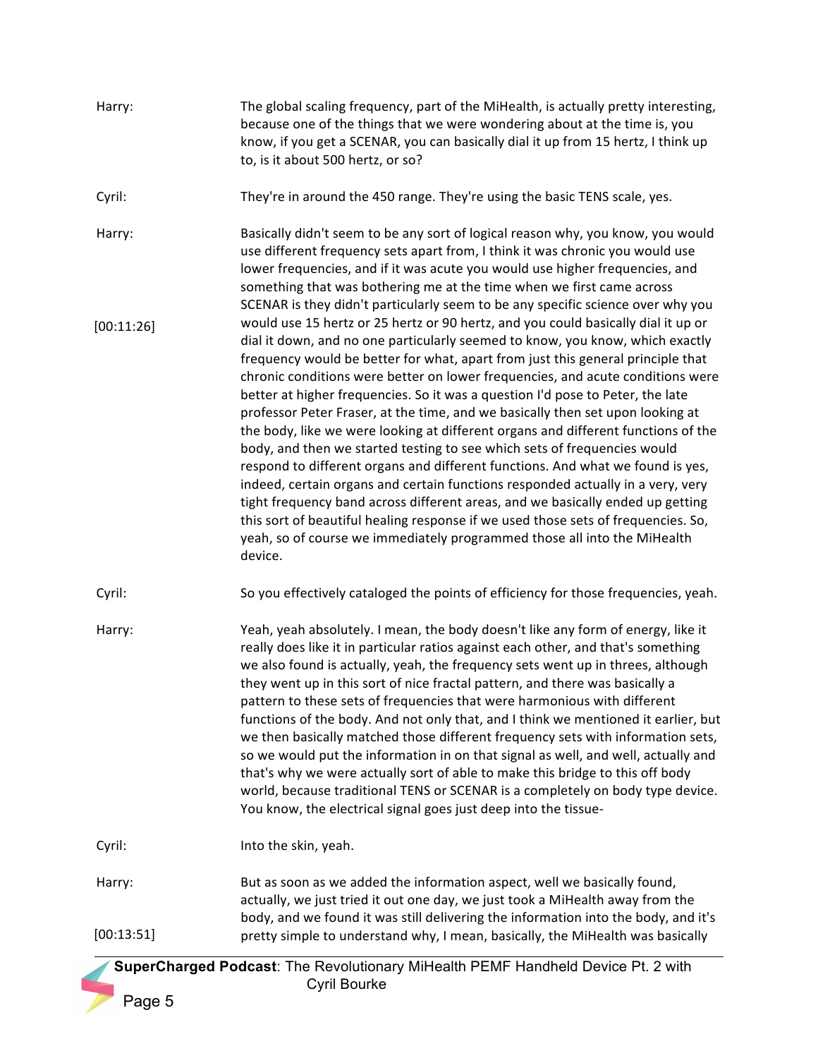**Harry:** The global scaling frequency, part of the MiHealth, is actually pretty interesting, because one of the things that we were wondering about at the time is, you know, if you get a SCENAR, you can basically dial it up from 15 hertz, I think up to, is it about 500 hertz, or so?

**Cyril:** They're in around the 450 range. They're using the basic TENS scale, yes.

**Harry:** [00:11:26] Basically didn't seem to be any sort of logical reason why, you know, you would use different frequency sets apart from, I think it was chronic you would use lower frequencies, and if it was acute you would use higher frequencies, and something that was bothering me at the time when we first came across SCENAR is they didn't particularly seem to be any specific science over why you would use 15 hertz or 25 hertz or 90 hertz, and you could basically dial it up or dial it down, and no one particularly seemed to know, you know, which exactly frequency would be better for what, apart from just this general principle that chronic conditions were better on lower frequencies, and acute conditions were better at higher frequencies. So it was a question I'd pose to Peter, the late professor Peter Fraser, at the time, and we basically then set upon looking at the body, like we were looking at different organs and different functions of the body, and then we started testing to see which sets of frequencies would respond to different organs and different functions. And what we found is yes, indeed, certain organs and certain functions responded actually in a very, very tight frequency band across different areas, and we basically ended up getting this sort of beautiful healing response if we used those sets of frequencies. So, yeah, so of course we immediately programmed those all into the MiHealth device.

**Cyril:** So you effectively cataloged the points of efficiency for those frequencies, yeah.

**Harry:** Yeah, yeah absolutely. I mean, the body doesn't like any form of energy, like it really does like it in particular ratios against each other, and that's something we also found is actually, yeah, the frequency sets went up in threes, although they went up in this sort of nice fractal pattern, and there was basically a pattern to these sets of frequencies that were harmonious with different functions of the body. And not only that, and I think we mentioned it earlier, but we then basically matched those different frequency sets with information sets, so we would put the information in on that signal as well, and well, actually and that's why we were actually sort of able to make this bridge to this off body world, because traditional TENS or SCENAR is a completely on body type device. You know, the electrical signal goes just deep into the tissue-

**Cyril:** Into the skin, yeah.

**Harry:** [00:13:51] But as soon as we added the information aspect, well we basically found, actually, we just tried it out one day, we just took a MiHealth away from the body, and we found it was still delivering the information into the body, and it's pretty simple to understand why, I mean, basically, the MiHealth was basically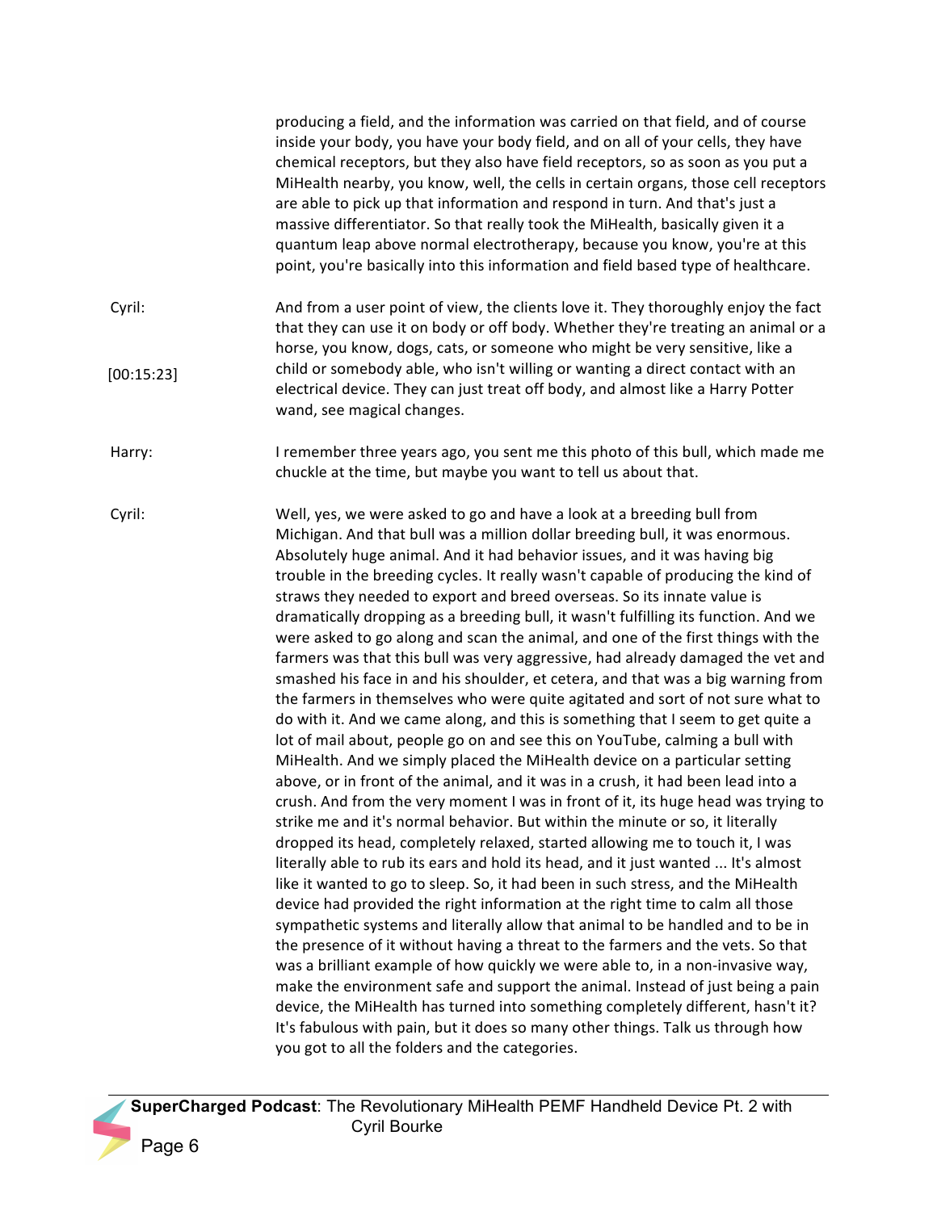producing a field, and the information was carried on that field, and of course inside your body, you have your body field, and on all of your cells, they have chemical receptors, but they also have field receptors, so as soon as you put a MiHealth nearby, you know, well, the cells in certain organs, those cell receptors are able to pick up that information and respond in turn. And that's just a massive differentiator. So that really took the MiHealth, basically given it a quantum leap above normal electrotherapy, because you know, you're at this point, you're basically into this information and field based type of healthcare.

Cyril: And from a user point of view, the clients love it. They thoroughly enjoy the fact that they can use it on body or off body. Whether they're treating an animal or a horse, you know, dogs, cats, or someone who might be very sensitive, like a child or somebody able, who isn't willing or wanting a direct contact with an electrical device. They can just treat off body, and almost like a Harry Potter wand, see magical changes.

[00:15:23]

Harry: I remember three years ago, you sent me this photo of this bull, which made me chuckle at the time, but maybe you want to tell us about that.

Cyril: Well, yes, we were asked to go and have a look at a breeding bull from Michigan. And that bull was a million dollar breeding bull, it was enormous. Absolutely huge animal. And it had behavior issues, and it was having big trouble in the breeding cycles. It really wasn't capable of producing the kind of straws they needed to export and breed overseas. So its innate value is dramatically dropping as a breeding bull, it wasn't fulfilling its function. And we were asked to go along and scan the animal, and one of the first things with the farmers was that this bull was very aggressive, had already damaged the vet and smashed his face in and his shoulder, et cetera, and that was a big warning from the farmers in themselves who were quite agitated and sort of not sure what to do with it. And we came along, and this is something that I seem to get quite a lot of mail about, people go on and see this on YouTube, calming a bull with MiHealth. And we simply placed the MiHealth device on a particular setting above, or in front of the animal, and it was in a crush, it had been lead into a crush. And from the very moment I was in front of it, its huge head was trying to strike me and it's normal behavior. But within the minute or so, it literally dropped its head, completely relaxed, started allowing me to touch it, I was literally able to rub its ears and hold its head, and it just wanted ... It's almost like it wanted to go to sleep. So, it had been in such stress, and the MiHealth device had provided the right information at the right time to calm all those sympathetic systems and literally allow that animal to be handled and to be in the presence of it without having a threat to the farmers and the vets. So that was a brilliant example of how quickly we were able to, in a non-invasive way, make the environment safe and support the animal. Instead of just being a pain device, the MiHealth has turned into something completely different, hasn't it? It's fabulous with pain, but it does so many other things. Talk us through how you got to all the folders and the categories.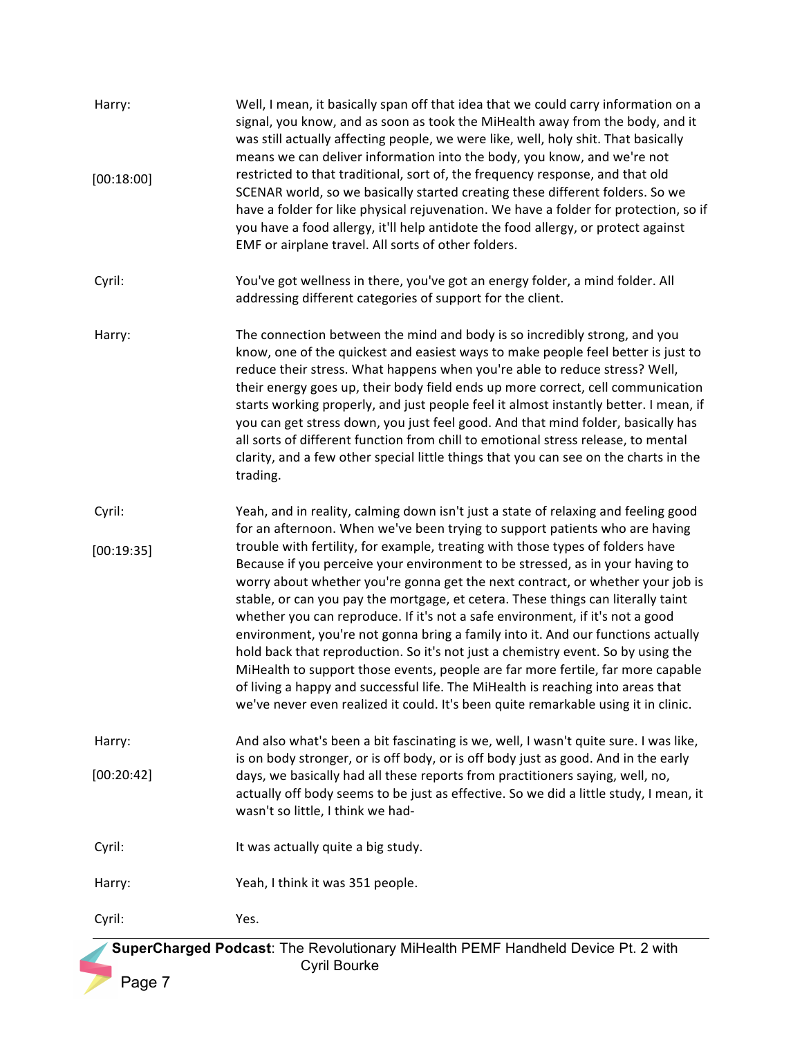**Harry:** Well, I mean, it basically span off that idea that we could carry information on a signal, you know, and as soon as took the MiHealth away from the body, and it was still actually affecting people, we were like, well, holy shit. That basically means we can deliver information into the body, you know, and we're not restricted to that traditional, sort of, the frequency response, and that old SCENAR world, so we basically started creating these different folders. So we have a folder for like physical rejuvenation. We have a folder for protection, so if you have a food allergy, it'll help antidote the food allergy, or protect against EMF or airplane travel. All sorts of other folders.

[00:18:00]

**Cyril:** You've got wellness in there, you've got an energy folder, a mind folder. All addressing different categories of support for the client.

**Harry:** The connection between the mind and body is so incredibly strong, and you know, one of the quickest and easiest ways to make people feel better is just to reduce their stress. What happens when you're able to reduce stress? Well, their energy goes up, their body field ends up more correct, cell communication starts working properly, and just people feel it almost instantly better. I mean, if you can get stress down, you just feel good. And that mind folder, basically has all sorts of different function from chill to emotional stress release, to mental clarity, and a few other special little things that you can see on the charts in the trading.

**Cyril:** Yeah, and in reality, calming down isn't just a state of relaxing and feeling good for an afternoon. When we've been trying to support patients who are having trouble with fertility, for example, treating with those types of folders have Because if you perceive your environment to be stressed, as in your having to worry about whether you're gonna get the next contract, or whether your job is stable, or can you pay the mortgage, et cetera. These things can literally taint whether you can reproduce. If it's not a safe environment, if it's not a good environment, you're not gonna bring a family into it. And our functions actually hold back that reproduction. So it's not just a chemistry event. So by using the MiHealth to support those events, people are far more fertile, far more capable of living a happy and successful life. The MiHealth is reaching into areas that we've never even realized it could. It's been quite remarkable using it in clinic.

[00:19:35]

**Harry:** And also what's been a bit fascinating is we, well, I wasn't quite sure. I was like, is on body stronger, or is off body, or is off body just as good. And in the early days, we basically had all these reports from practitioners saying, well, no, actually off body seems to be just as effective. So we did a little study, I mean, it wasn't so little, I think we had-

[00:20:42]

**Cyril:** It was actually quite a big study.

**Harry:** Yeah, I think it was 351 people.

**Cyril:** Yes.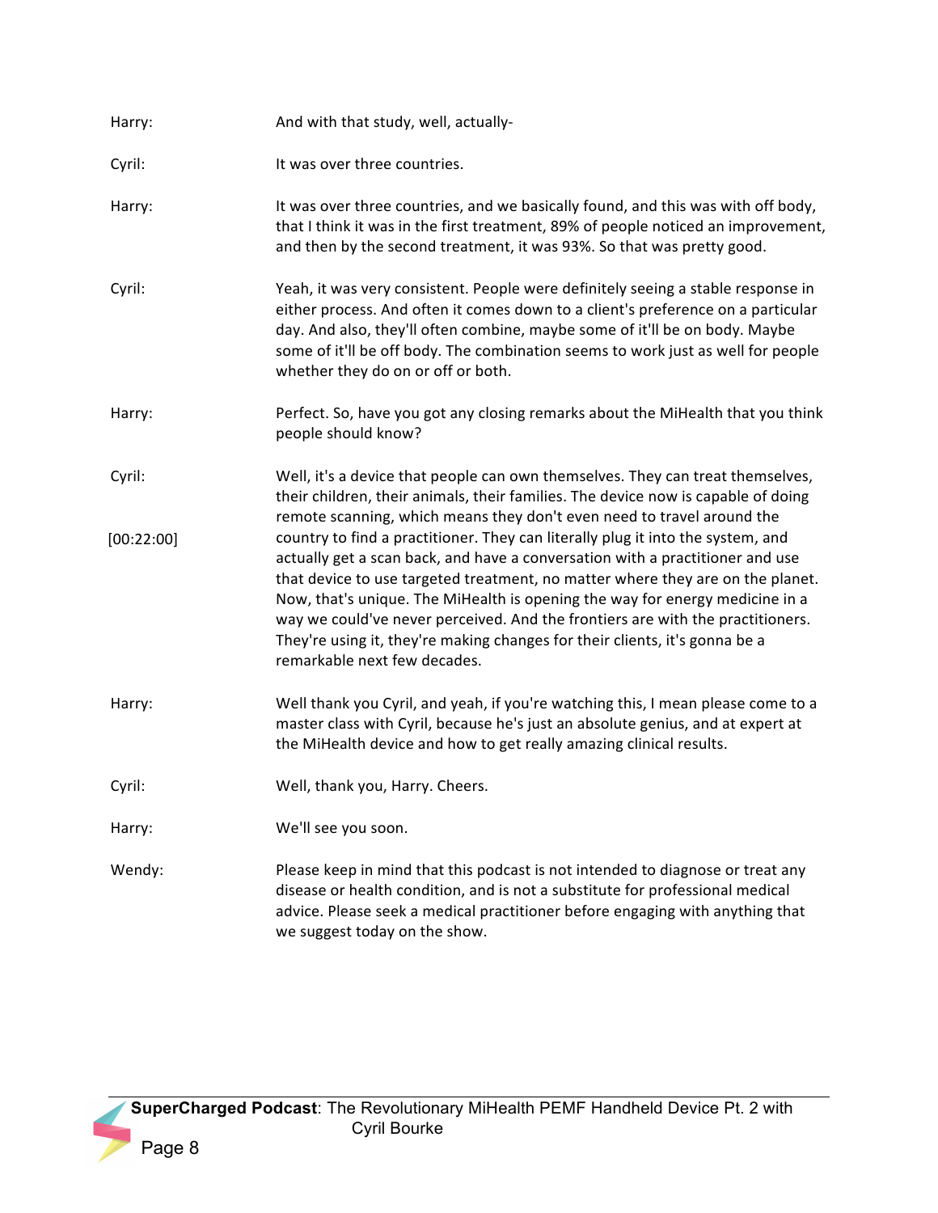**Harry:** And with that study, well, actually-

**Cyril:** It was over three countries.

**Harry:** It was over three countries, and we basically found, and this was with off body, that I think it was in the first treatment, 89% of people noticed an improvement, and then by the second treatment, it was 93%. So that was pretty good.

**Cyril:** Yeah, it was very consistent. People were definitely seeing a stable response in either process. And often it comes down to a client's preference on a particular day. And also, they'll often combine, maybe some of it'll be on body. Maybe some of it'll be off body. The combination seems to work just as well for people whether they do on or off or both.

**Harry:** Perfect. So, have you got any closing remarks about the MiHealth that you think people should know?

**Cyril:** Well, it's a device that people can own themselves. They can treat themselves, their children, their animals, their families. The device now is capable of doing remote scanning, which means they don't even need to travel around the country to find a practitioner. They can literally plug it into the system, and actually get a scan back, and have a conversation with a practitioner and use that device to use targeted treatment, no matter where they are on the planet. Now, that's unique. The MiHealth is opening the way for energy medicine in a way we could've never perceived. And the frontiers are with the practitioners. They're using it, they're making changes for their clients, it's gonna be a remarkable next few decades.

[00:22:00]

**Harry:** Well thank you Cyril, and yeah, if you're watching this, I mean please come to a master class with Cyril, because he's just an absolute genius, and at expert at the MiHealth device and how to get really amazing clinical results.

**Cyril:** Well, thank you, Harry. Cheers.

**Harry:** We'll see you soon.

**Wendy:** Please keep in mind that this podcast is not intended to diagnose or treat any disease or health condition, and is not a substitute for professional medical advice. Please seek a medical practitioner before engaging with anything that we suggest today on the show.